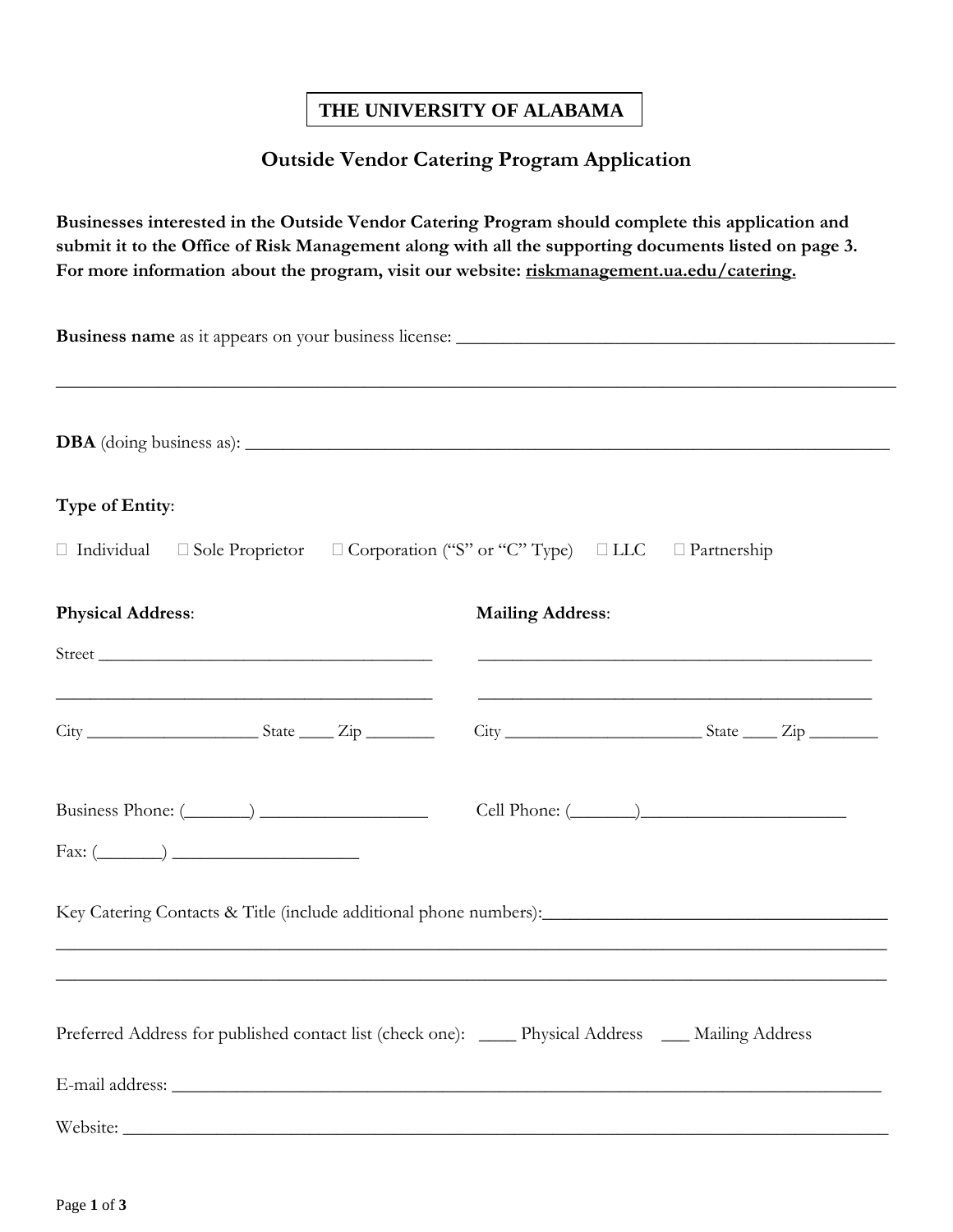# THE UNIVERSITY OF ALABAMA

## Outside Vendor Catering Program Application

**Businesses interested in the Outside Vendor Catering Program should complete this application and submit it to the Office of Risk Management along with all the supporting documents listed on page 3. For more information about the program, visit our website: riskmanagement.ua.edu/catering.**

**Business name** as it appears on your business license: ______________________________________________

______________________________________________________________________________________

**DBA** (doing business as): ______________________________________________________________________

**Type of Entity**:

☐ Individual ☐ Sole Proprietor ☐ Corporation ("S" or "C" Type) ☐ LLC ☐ Partnership

**Physical Address**:

Street ____________________________________

__________________________________________

City ___________________ State ____ Zip ________

**Mailing Address**:

____________________________________________

____________________________________________

City _____________________ State ____ Zip ________

Business Phone: (_______) __________________

Cell Phone: (_______)_____________________

Fax: (_______) ____________________

Key Catering Contacts & Title (include additional phone numbers):____________________________________

______________________________________________________________________________________

______________________________________________________________________________________

Preferred Address for published contact list (check one): ____ Physical Address ___ Mailing Address

E-mail address: ___________________________________________________________________________

Website: ________________________________________________________________________________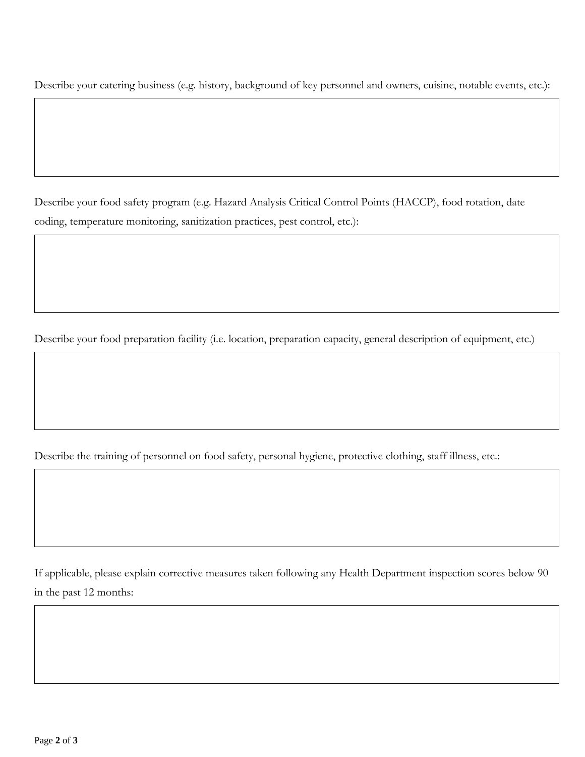Describe your catering business (e.g. history, background of key personnel and owners, cuisine, notable events, etc.):

|  |
| --- |
|  |

Describe your food safety program (e.g. Hazard Analysis Critical Control Points (HACCP), food rotation, date coding, temperature monitoring, sanitization practices, pest control, etc.):

|  |
| --- |
|  |

Describe your food preparation facility (i.e. location, preparation capacity, general description of equipment, etc.)

|  |
| --- |
|  |

Describe the training of personnel on food safety, personal hygiene, protective clothing, staff illness, etc.:

|  |
| --- |
|  |

If applicable, please explain corrective measures taken following any Health Department inspection scores below 90 in the past 12 months:

|  |
| --- |
|  |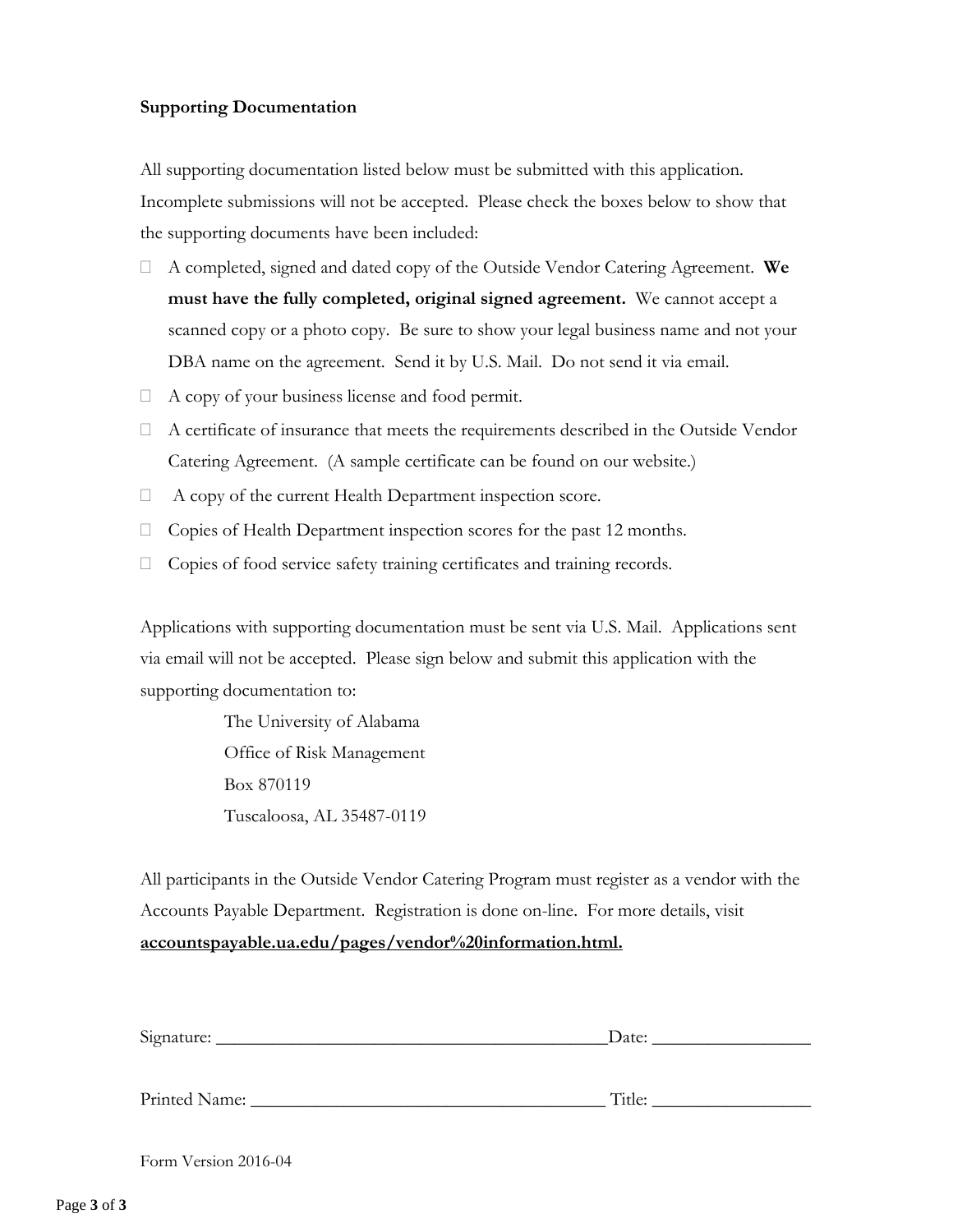**Supporting Documentation**

All supporting documentation listed below must be submitted with this application. Incomplete submissions will not be accepted. Please check the boxes below to show that the supporting documents have been included:

- ☐ A completed, signed and dated copy of the Outside Vendor Catering Agreement. **We must have the fully completed, original signed agreement.** We cannot accept a scanned copy or a photo copy. Be sure to show your legal business name and not your DBA name on the agreement. Send it by U.S. Mail. Do not send it via email.
- ☐ A copy of your business license and food permit.
- ☐ A certificate of insurance that meets the requirements described in the Outside Vendor Catering Agreement. (A sample certificate can be found on our website.)
- ☐ A copy of the current Health Department inspection score.
- ☐ Copies of Health Department inspection scores for the past 12 months.
- ☐ Copies of food service safety training certificates and training records.

Applications with supporting documentation must be sent via U.S. Mail. Applications sent via email will not be accepted. Please sign below and submit this application with the supporting documentation to:

The University of Alabama
Office of Risk Management
Box 870119
Tuscaloosa, AL 35487-0119

All participants in the Outside Vendor Catering Program must register as a vendor with the Accounts Payable Department. Registration is done on-line. For more details, visit **accountspayable.ua.edu/pages/vendor%20information.html.**

Signature: ___________________________________________Date: _________________

Printed Name: ______________________________________ Title: _________________

Form Version 2016-04